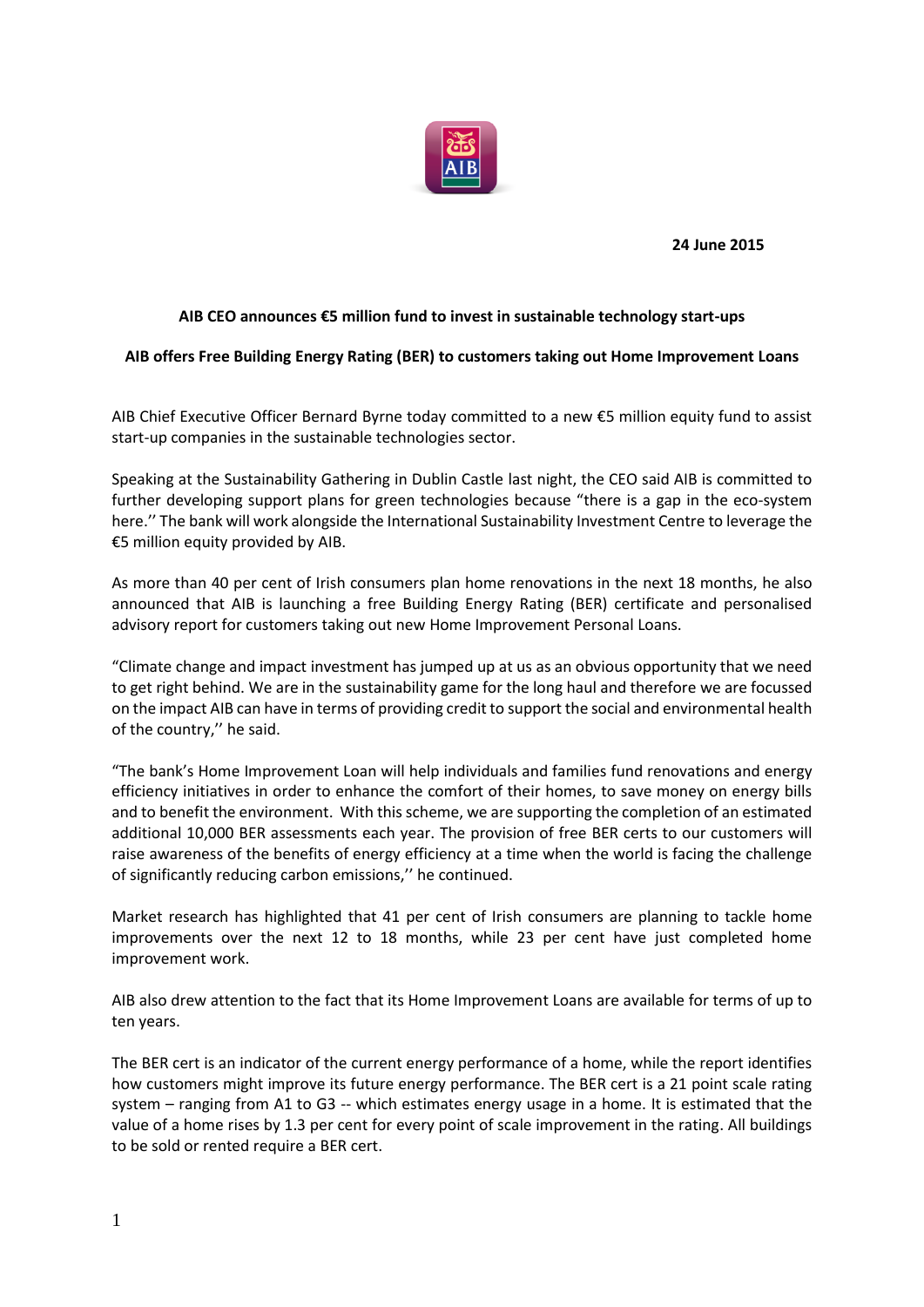**24 June 2015**

**AIB CEO announces €5 million fund to invest in sustainable technology start-ups**

**AIB offers Free Building Energy Rating (BER) to customers taking out Home Improvement Loans**

AIB Chief Executive Officer Bernard Byrne today committed to a new €5 million equity fund to assist start-up companies in the sustainable technologies sector.

Speaking at the Sustainability Gathering in Dublin Castle last night, the CEO said AIB is committed to further developing support plans for green technologies because "there is a gap in the eco-system here.'' The bank will work alongside the International Sustainability Investment Centre to leverage the €5 million equity provided by AIB.

As more than 40 per cent of Irish consumers plan home renovations in the next 18 months, he also announced that AIB is launching a free Building Energy Rating (BER) certificate and personalised advisory report for customers taking out new Home Improvement Personal Loans.

"Climate change and impact investment has jumped up at us as an obvious opportunity that we need to get right behind. We are in the sustainability game for the long haul and therefore we are focussed on the impact AIB can have in terms of providing credit to support the social and environmental health of the country,'' he said.

"The bank's Home Improvement Loan will help individuals and families fund renovations and energy efficiency initiatives in order to enhance the comfort of their homes, to save money on energy bills and to benefit the environment. With this scheme, we are supporting the completion of an estimated additional 10,000 BER assessments each year. The provision of free BER certs to our customers will raise awareness of the benefits of energy efficiency at a time when the world is facing the challenge of significantly reducing carbon emissions,'' he continued.

Market research has highlighted that 41 per cent of Irish consumers are planning to tackle home improvements over the next 12 to 18 months, while 23 per cent have just completed home improvement work.

AIB also drew attention to the fact that its Home Improvement Loans are available for terms of up to ten years.

The BER cert is an indicator of the current energy performance of a home, while the report identifies how customers might improve its future energy performance. The BER cert is a 21 point scale rating system – ranging from A1 to G3 -- which estimates energy usage in a home. It is estimated that the value of a home rises by 1.3 per cent for every point of scale improvement in the rating. All buildings to be sold or rented require a BER cert.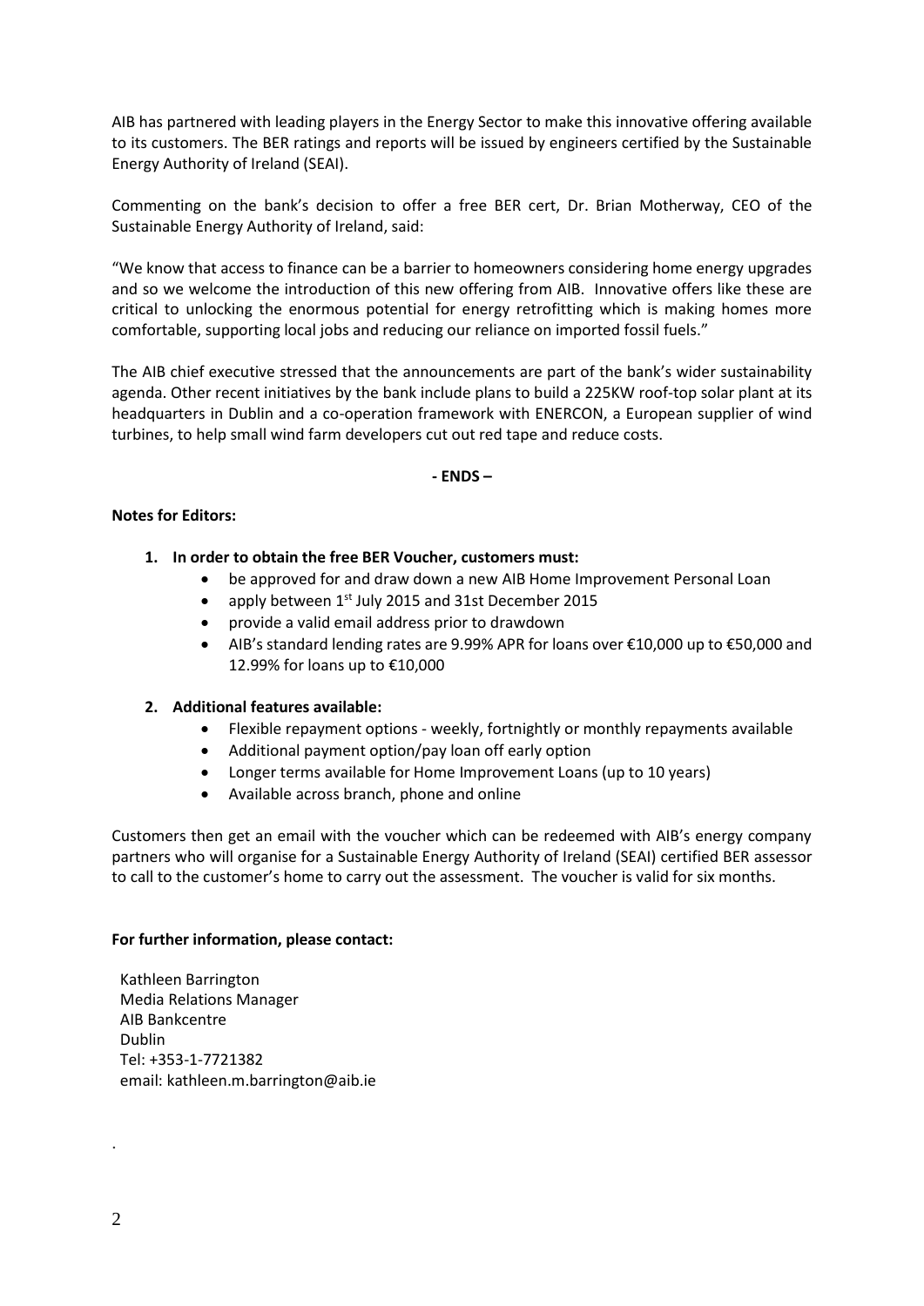AIB has partnered with leading players in the Energy Sector to make this innovative offering available to its customers. The BER ratings and reports will be issued by engineers certified by the Sustainable Energy Authority of Ireland (SEAI).

Commenting on the bank's decision to offer a free BER cert, Dr. Brian Motherway, CEO of the Sustainable Energy Authority of Ireland, said:

"We know that access to finance can be a barrier to homeowners considering home energy upgrades and so we welcome the introduction of this new offering from AIB. Innovative offers like these are critical to unlocking the enormous potential for energy retrofitting which is making homes more comfortable, supporting local jobs and reducing our reliance on imported fossil fuels."

The AIB chief executive stressed that the announcements are part of the bank's wider sustainability agenda. Other recent initiatives by the bank include plans to build a 225KW roof-top solar plant at its headquarters in Dublin and a co-operation framework with ENERCON, a European supplier of wind turbines, to help small wind farm developers cut out red tape and reduce costs.

**- ENDS –**

**Notes for Editors:**

1. **In order to obtain the free BER Voucher, customers must:**
   - be approved for and draw down a new AIB Home Improvement Personal Loan
   - apply between 1st July 2015 and 31st December 2015
   - provide a valid email address prior to drawdown
   - AIB's standard lending rates are 9.99% APR for loans over €10,000 up to €50,000 and 12.99% for loans up to €10,000

2. **Additional features available:**
   - Flexible repayment options - weekly, fortnightly or monthly repayments available
   - Additional payment option/pay loan off early option
   - Longer terms available for Home Improvement Loans (up to 10 years)
   - Available across branch, phone and online

Customers then get an email with the voucher which can be redeemed with AIB's energy company partners who will organise for a Sustainable Energy Authority of Ireland (SEAI) certified BER assessor to call to the customer's home to carry out the assessment. The voucher is valid for six months.

**For further information, please contact:**

Kathleen Barrington
Media Relations Manager
AIB Bankcentre
Dublin
Tel: +353-1-7721382
email: kathleen.m.barrington@aib.ie

.